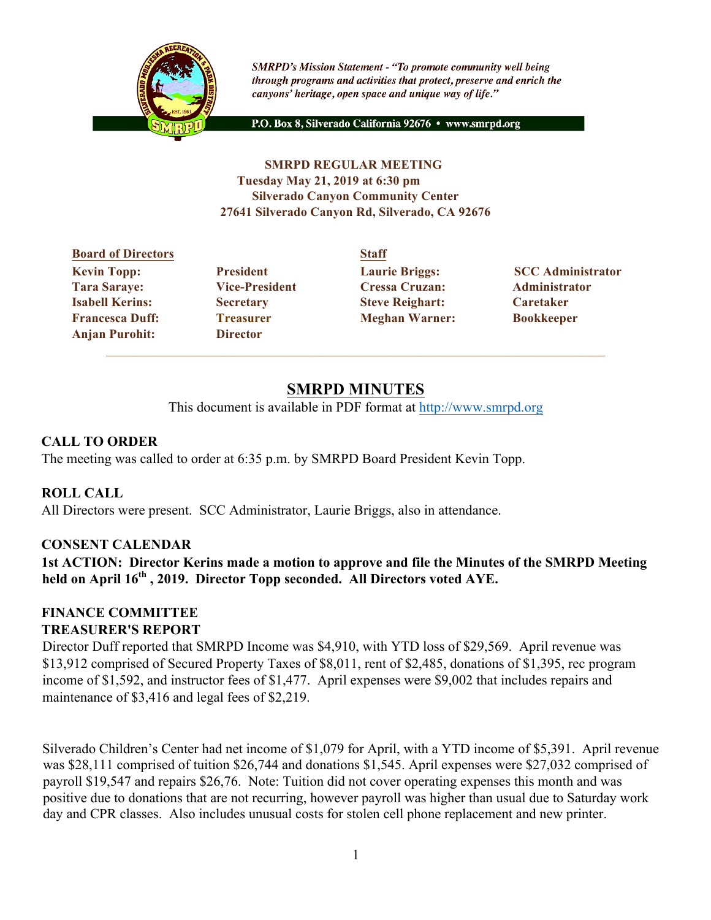*SMRPD's Mission Statement - "To promote community well being through programs and activities that protect, preserve and enrich the canyons' heritage, open space and unique way of life."*

P.O. Box 8, Silverado California 92676 • www.smrpd.org

**SMRPD REGULAR MEETING**
**Tuesday May 21, 2019 at 6:30 pm**
**Silverado Canyon Community Center**
**27641 Silverado Canyon Rd, Silverado, CA 92676**

| **Board of Directors** | | **Staff** | |
|---|---|---|---|
| **Kevin Topp:** | **President** | **Laurie Briggs:** | **SCC Administrator** |
| **Tara Saraye:** | **Vice-President** | **Cressa Cruzan:** | **Administrator** |
| **Isabell Kerins:** | **Secretary** | **Steve Reighart:** | **Caretaker** |
| **Francesca Duff:** | **Treasurer** | **Meghan Warner:** | **Bookkeeper** |
| **Anjan Purohit:** | **Director** | | |

# SMRPD MINUTES

This document is available in PDF format at http://www.smrpd.org

## CALL TO ORDER

The meeting was called to order at 6:35 p.m. by SMRPD Board President Kevin Topp.

## ROLL CALL

All Directors were present. SCC Administrator, Laurie Briggs, also in attendance.

## CONSENT CALENDAR

**1st ACTION: Director Kerins made a motion to approve and file the Minutes of the SMRPD Meeting held on April 16th , 2019. Director Topp seconded. All Directors voted AYE.**

## FINANCE COMMITTEE

## TREASURER'S REPORT

Director Duff reported that SMRPD Income was $4,910, with YTD loss of $29,569. April revenue was $13,912 comprised of Secured Property Taxes of $8,011, rent of $2,485, donations of $1,395, rec program income of $1,592, and instructor fees of $1,477. April expenses were $9,002 that includes repairs and maintenance of $3,416 and legal fees of $2,219.

Silverado Children's Center had net income of $1,079 for April, with a YTD income of $5,391. April revenue was $28,111 comprised of tuition $26,744 and donations $1,545. April expenses were $27,032 comprised of payroll $19,547 and repairs $26,76. Note: Tuition did not cover operating expenses this month and was positive due to donations that are not recurring, however payroll was higher than usual due to Saturday work day and CPR classes. Also includes unusual costs for stolen cell phone replacement and new printer.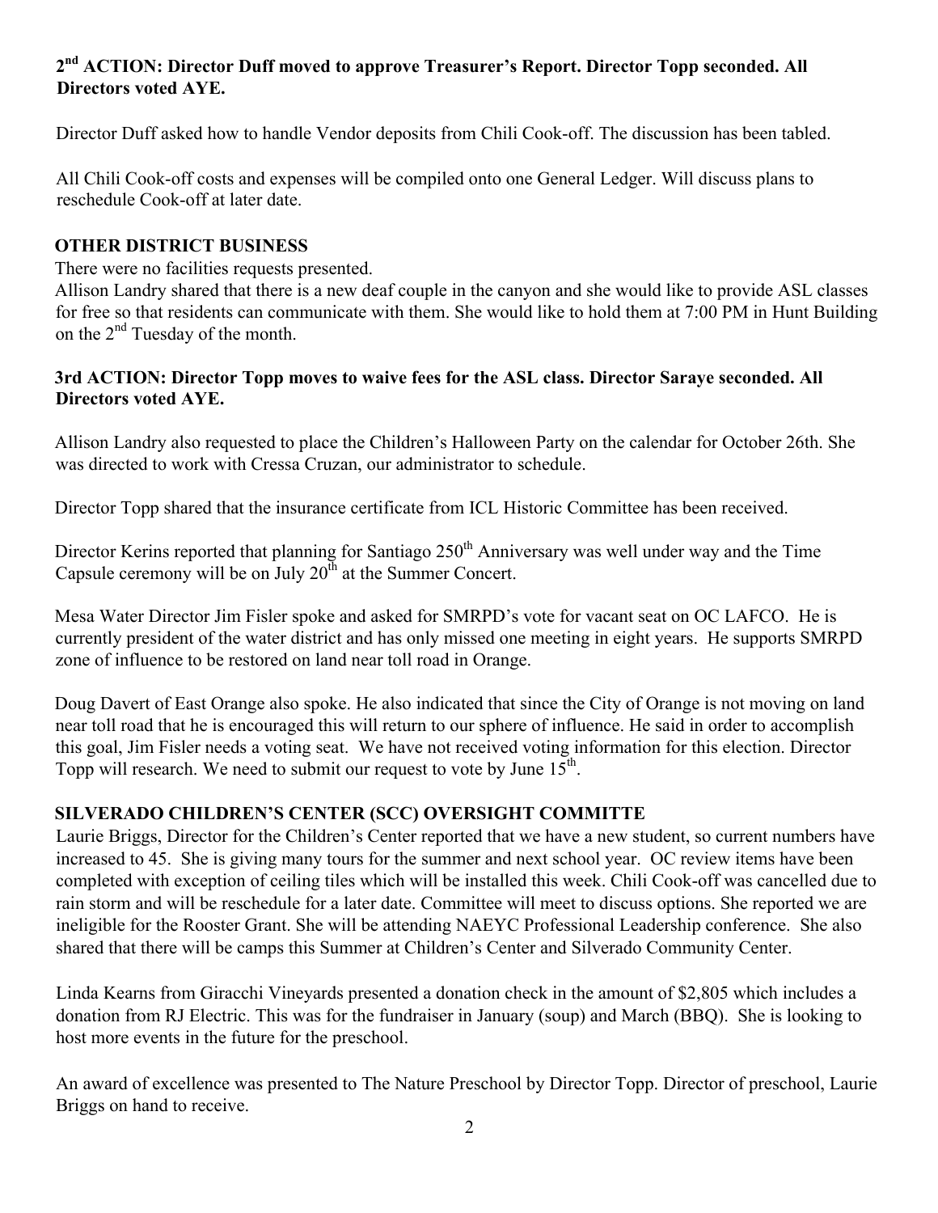**2nd ACTION: Director Duff moved to approve Treasurer's Report. Director Topp seconded. All Directors voted AYE.**

Director Duff asked how to handle Vendor deposits from Chili Cook-off. The discussion has been tabled.

All Chili Cook-off costs and expenses will be compiled onto one General Ledger. Will discuss plans to reschedule Cook-off at later date.

## OTHER DISTRICT BUSINESS

There were no facilities requests presented.

Allison Landry shared that there is a new deaf couple in the canyon and she would like to provide ASL classes for free so that residents can communicate with them. She would like to hold them at 7:00 PM in Hunt Building on the 2nd Tuesday of the month.

**3rd ACTION: Director Topp moves to waive fees for the ASL class. Director Saraye seconded. All Directors voted AYE.**

Allison Landry also requested to place the Children's Halloween Party on the calendar for October 26th. She was directed to work with Cressa Cruzan, our administrator to schedule.

Director Topp shared that the insurance certificate from ICL Historic Committee has been received.

Director Kerins reported that planning for Santiago 250th Anniversary was well under way and the Time Capsule ceremony will be on July 20th at the Summer Concert.

Mesa Water Director Jim Fisler spoke and asked for SMRPD's vote for vacant seat on OC LAFCO. He is currently president of the water district and has only missed one meeting in eight years. He supports SMRPD zone of influence to be restored on land near toll road in Orange.

Doug Davert of East Orange also spoke. He also indicated that since the City of Orange is not moving on land near toll road that he is encouraged this will return to our sphere of influence. He said in order to accomplish this goal, Jim Fisler needs a voting seat. We have not received voting information for this election. Director Topp will research. We need to submit our request to vote by June 15th.

## SILVERADO CHILDREN'S CENTER (SCC) OVERSIGHT COMMITTE

Laurie Briggs, Director for the Children's Center reported that we have a new student, so current numbers have increased to 45. She is giving many tours for the summer and next school year. OC review items have been completed with exception of ceiling tiles which will be installed this week. Chili Cook-off was cancelled due to rain storm and will be reschedule for a later date. Committee will meet to discuss options. She reported we are ineligible for the Rooster Grant. She will be attending NAEYC Professional Leadership conference. She also shared that there will be camps this Summer at Children's Center and Silverado Community Center.

Linda Kearns from Giracchi Vineyards presented a donation check in the amount of $2,805 which includes a donation from RJ Electric. This was for the fundraiser in January (soup) and March (BBQ). She is looking to host more events in the future for the preschool.

An award of excellence was presented to The Nature Preschool by Director Topp. Director of preschool, Laurie Briggs on hand to receive.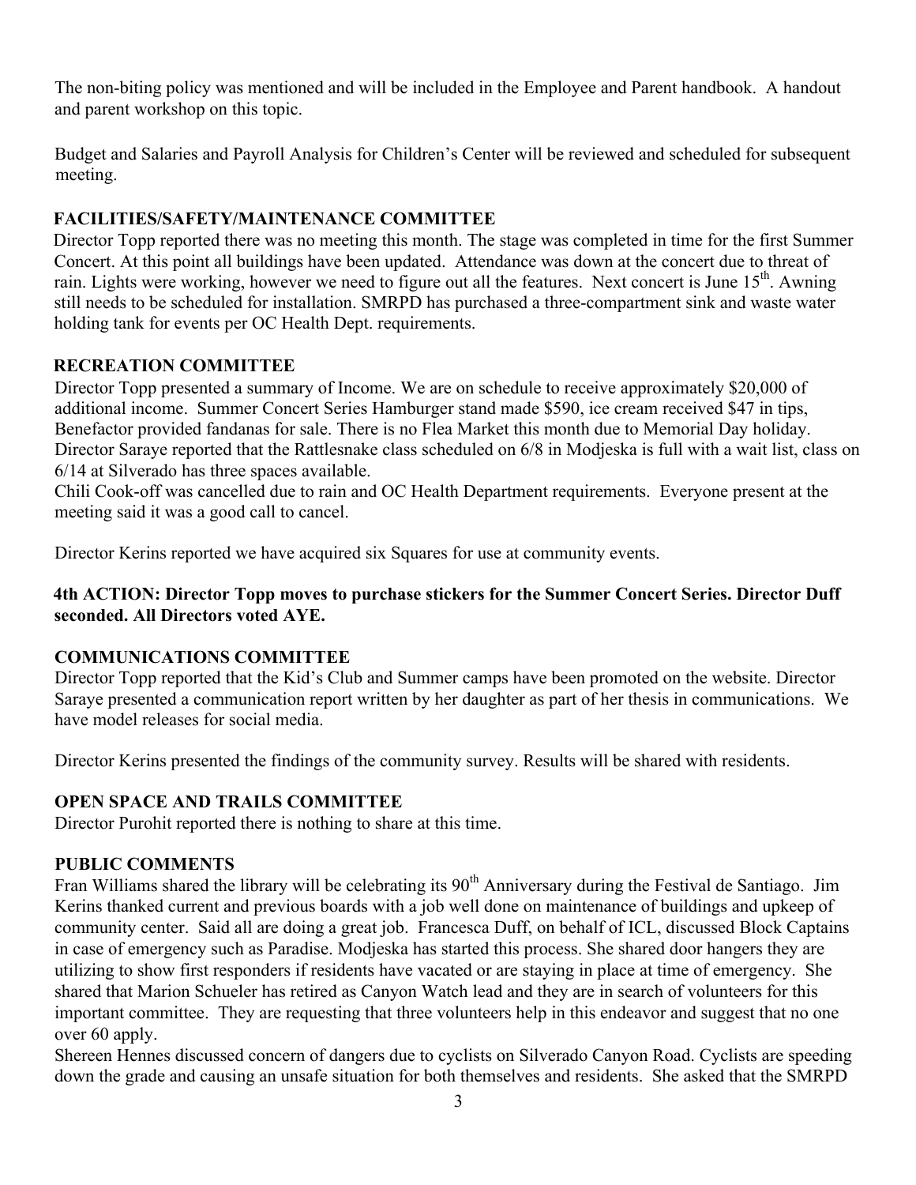The non-biting policy was mentioned and will be included in the Employee and Parent handbook. A handout and parent workshop on this topic.

Budget and Salaries and Payroll Analysis for Children's Center will be reviewed and scheduled for subsequent meeting.

**FACILITIES/SAFETY/MAINTENANCE COMMITTEE**

Director Topp reported there was no meeting this month. The stage was completed in time for the first Summer Concert. At this point all buildings have been updated. Attendance was down at the concert due to threat of rain. Lights were working, however we need to figure out all the features. Next concert is June 15th. Awning still needs to be scheduled for installation. SMRPD has purchased a three-compartment sink and waste water holding tank for events per OC Health Dept. requirements.

**RECREATION COMMITTEE**

Director Topp presented a summary of Income. We are on schedule to receive approximately $20,000 of additional income. Summer Concert Series Hamburger stand made $590, ice cream received $47 in tips, Benefactor provided fandanas for sale. There is no Flea Market this month due to Memorial Day holiday. Director Saraye reported that the Rattlesnake class scheduled on 6/8 in Modjeska is full with a wait list, class on 6/14 at Silverado has three spaces available.

Chili Cook-off was cancelled due to rain and OC Health Department requirements. Everyone present at the meeting said it was a good call to cancel.

Director Kerins reported we have acquired six Squares for use at community events.

**4th ACTION: Director Topp moves to purchase stickers for the Summer Concert Series. Director Duff seconded. All Directors voted AYE.**

**COMMUNICATIONS COMMITTEE**

Director Topp reported that the Kid's Club and Summer camps have been promoted on the website. Director Saraye presented a communication report written by her daughter as part of her thesis in communications. We have model releases for social media.

Director Kerins presented the findings of the community survey. Results will be shared with residents.

**OPEN SPACE AND TRAILS COMMITTEE**

Director Purohit reported there is nothing to share at this time.

**PUBLIC COMMENTS**

Fran Williams shared the library will be celebrating its 90th Anniversary during the Festival de Santiago. Jim Kerins thanked current and previous boards with a job well done on maintenance of buildings and upkeep of community center. Said all are doing a great job. Francesca Duff, on behalf of ICL, discussed Block Captains in case of emergency such as Paradise. Modjeska has started this process. She shared door hangers they are utilizing to show first responders if residents have vacated or are staying in place at time of emergency. She shared that Marion Schueler has retired as Canyon Watch lead and they are in search of volunteers for this important committee. They are requesting that three volunteers help in this endeavor and suggest that no one over 60 apply.

Shereen Hennes discussed concern of dangers due to cyclists on Silverado Canyon Road. Cyclists are speeding down the grade and causing an unsafe situation for both themselves and residents. She asked that the SMRPD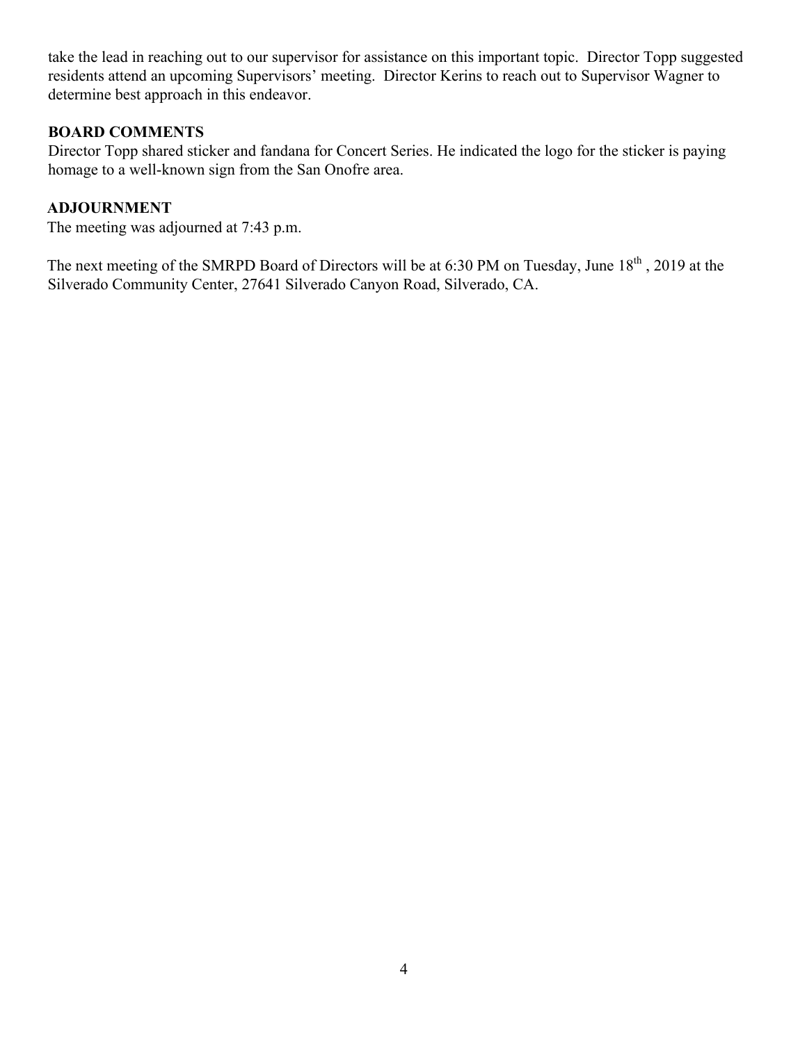take the lead in reaching out to our supervisor for assistance on this important topic. Director Topp suggested residents attend an upcoming Supervisors' meeting. Director Kerins to reach out to Supervisor Wagner to determine best approach in this endeavor.

## BOARD COMMENTS

Director Topp shared sticker and fandana for Concert Series. He indicated the logo for the sticker is paying homage to a well-known sign from the San Onofre area.

## ADJOURNMENT

The meeting was adjourned at 7:43 p.m.

The next meeting of the SMRPD Board of Directors will be at 6:30 PM on Tuesday, June 18th , 2019 at the Silverado Community Center, 27641 Silverado Canyon Road, Silverado, CA.